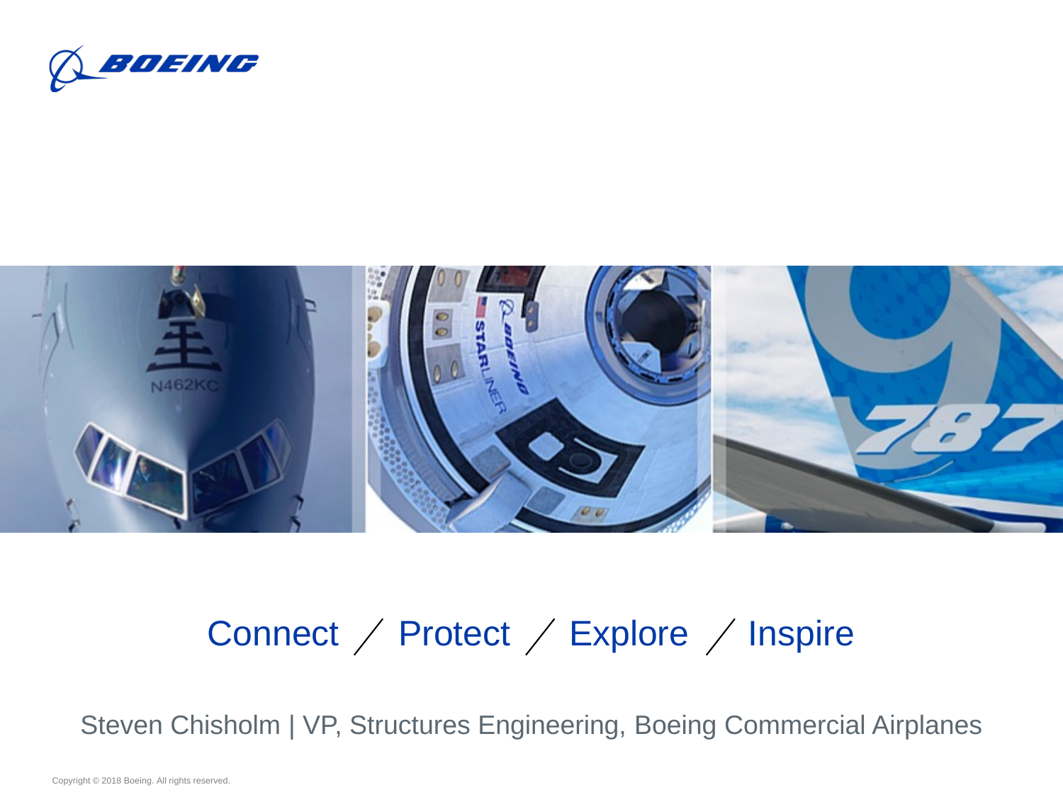# Connect / Protect / Explore / Inspire

Steven Chisholm | VP, Structures Engineering, Boeing Commercial Airplanes

Copyright © 2018 Boeing. All rights reserved.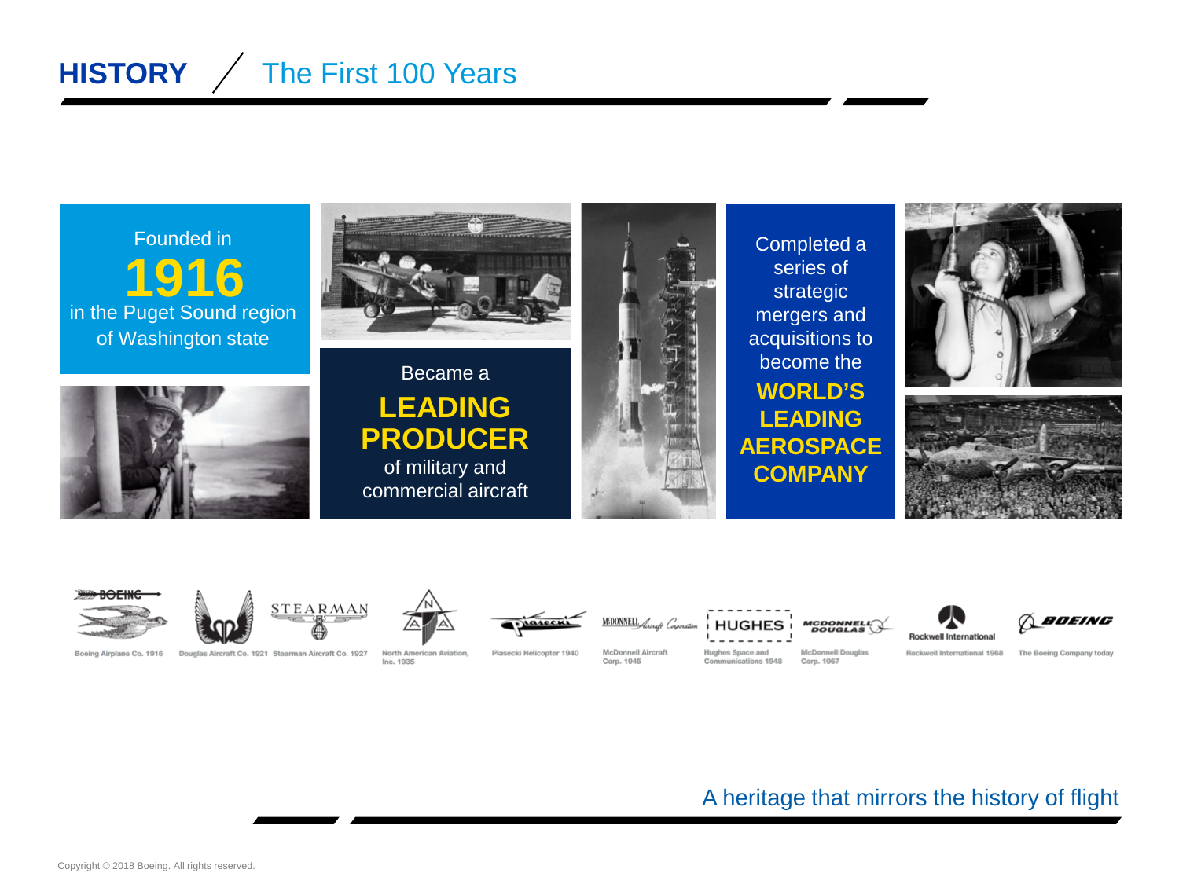# HISTORY / The First 100 Years

Founded in **1916** in the Puget Sound region of Washington state

Became a **LEADING PRODUCER** of military and commercial aircraft

Completed a series of strategic mergers and acquisitions to become the **WORLD'S LEADING AEROSPACE COMPANY**

Boeing Airplane Co. 1916

Douglas Aircraft Co. 1921

Stearman Aircraft Co. 1927

North American Aviation, Inc. 1935

Piasecki Helicopter 1940

McDonnell Aircraft Corp. 1945

Hughes Space and Communications 1948

McDonnell Douglas Corp. 1967

Rockwell International 1968

The Boeing Company today

A heritage that mirrors the history of flight

Copyright © 2018 Boeing. All rights reserved.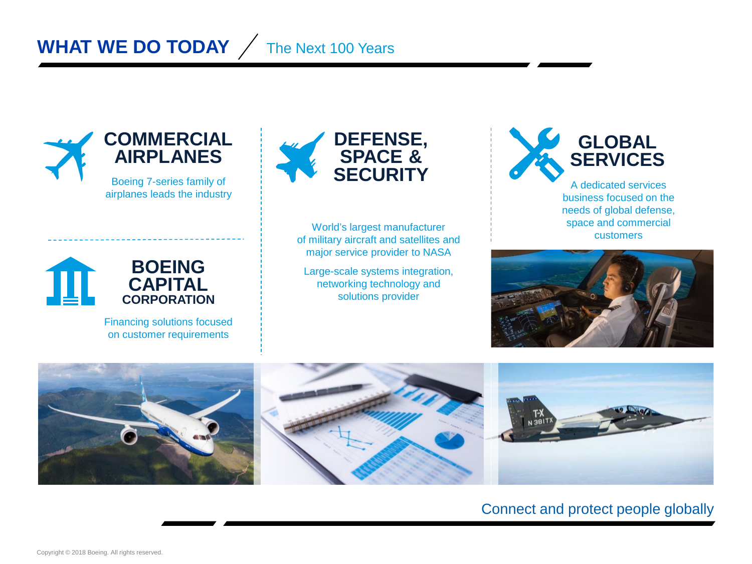# WHAT WE DO TODAY / The Next 100 Years

## COMMERCIAL AIRPLANES

Boeing 7-series family of airplanes leads the industry

## BOEING CAPITAL CORPORATION

Financing solutions focused on customer requirements

## DEFENSE, SPACE & SECURITY

World's largest manufacturer of military aircraft and satellites and major service provider to NASA

Large-scale systems integration, networking technology and solutions provider

## GLOBAL SERVICES

A dedicated services business focused on the needs of global defense, space and commercial customers

Connect and protect people globally

Copyright © 2018 Boeing. All rights reserved.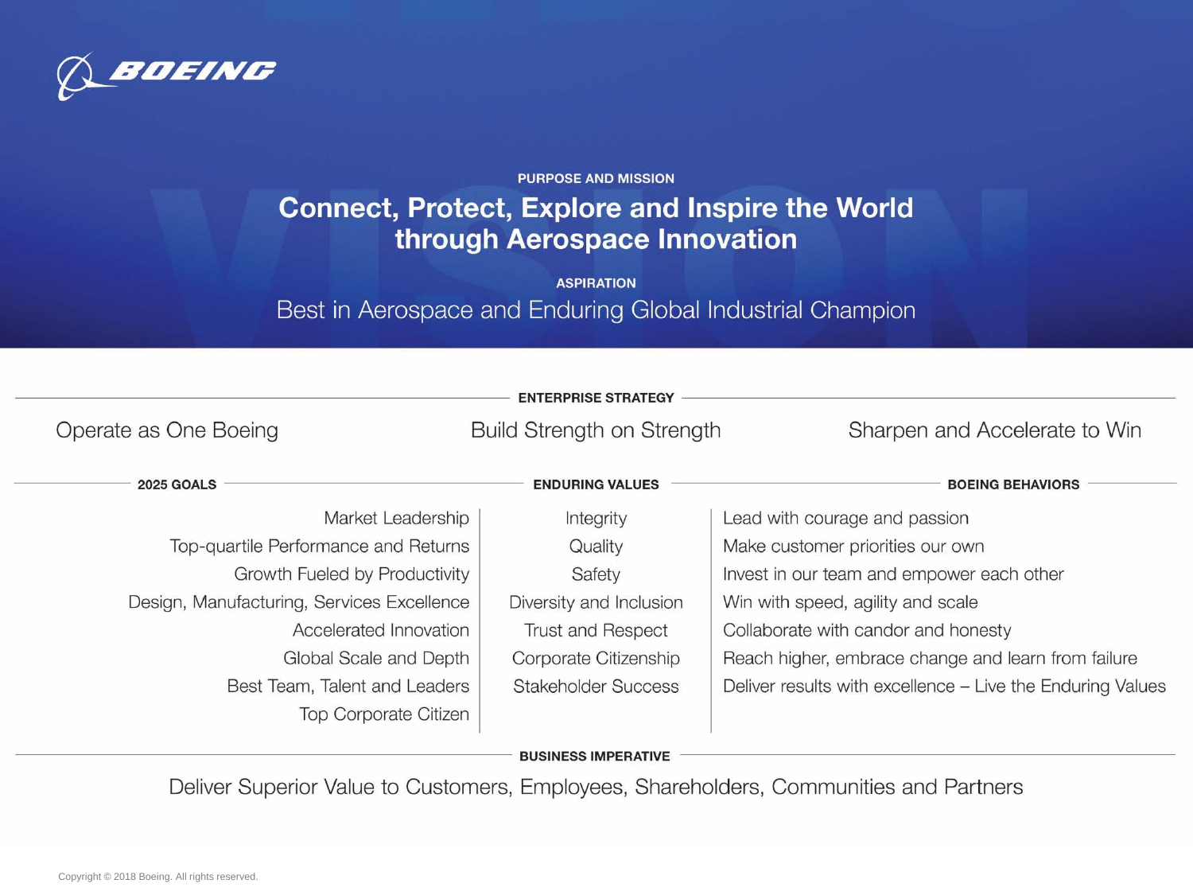BOEING

# Purpose and Mission

## Connect, Protect, Explore and Inspire the World through Aerospace Innovation

### Aspiration

Best in Aerospace and Enduring Global Industrial Champion

## Enterprise Strategy

- Operate as One Boeing
- Build Strength on Strength
- Sharpen and Accelerate to Win

## 2025 Goals

- Market Leadership
- Top-quartile Performance and Returns
- Growth Fueled by Productivity
- Design, Manufacturing, Services Excellence
- Accelerated Innovation
- Global Scale and Depth
- Best Team, Talent and Leaders
- Top Corporate Citizen

## Enduring Values

- Integrity
- Quality
- Safety
- Diversity and Inclusion
- Trust and Respect
- Corporate Citizenship
- Stakeholder Success

## Boeing Behaviors

- Lead with courage and passion
- Make customer priorities our own
- Invest in our team and empower each other
- Win with speed, agility and scale
- Collaborate with candor and honesty
- Reach higher, embrace change and learn from failure
- Deliver results with excellence – Live the Enduring Values

## Business Imperative

Deliver Superior Value to Customers, Employees, Shareholders, Communities and Partners

Copyright © 2018 Boeing. All rights reserved.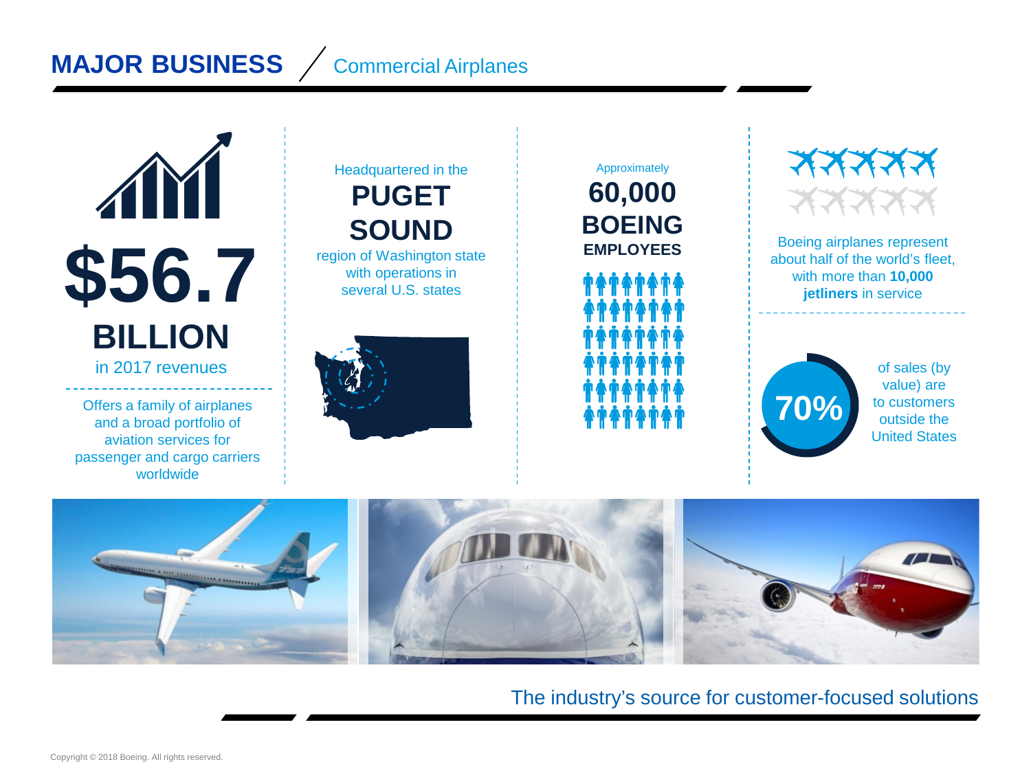# MAJOR BUSINESS / Commercial Airplanes

**$56.7 BILLION**
in 2017 revenues

Offers a family of airplanes and a broad portfolio of aviation services for passenger and cargo carriers worldwide

Headquartered in the
**PUGET SOUND**
region of Washington state with operations in several U.S. states

Approximately
**60,000 BOEING EMPLOYEES**

Boeing airplanes represent about half of the world's fleet, with more than **10,000 jetliners** in service

**70%** of sales (by value) are to customers outside the United States

The industry's source for customer-focused solutions

Copyright © 2018 Boeing. All rights reserved.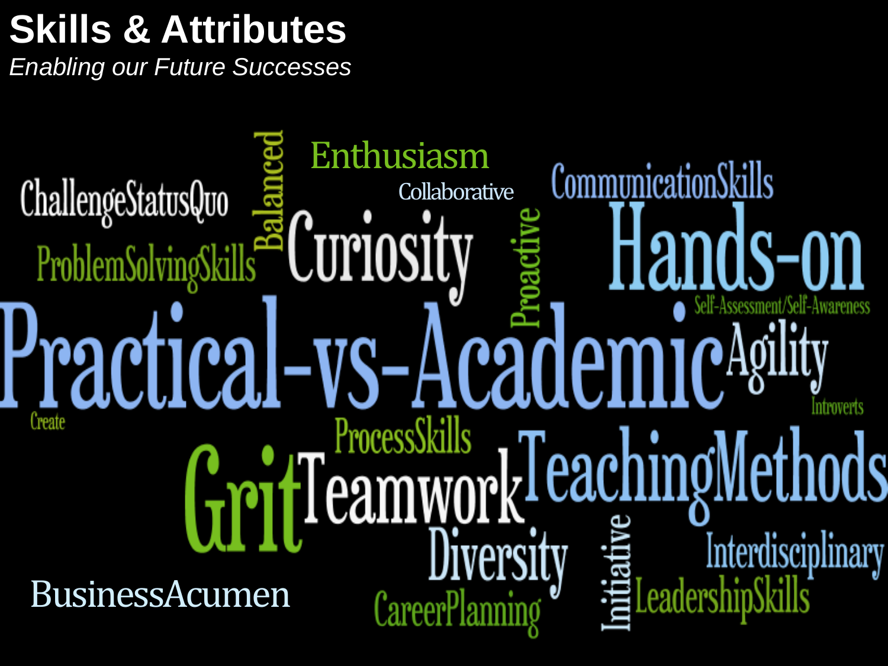# Skills & Attributes

*Enabling our Future Successes*

ChallengeStatusQuo

Balanced

Enthusiasm

Collaborative

CommunicationSkills

ProblemSolvingSkills

Curiosity

Proactive

Hands-on

Self-Assessment/Self-Awareness

Practical-vs-Academic

Agility

Create

Introverts

ProcessSkills

Grit

Teamwork

TeachingMethods

Diversity

Initiative

Interdisciplinary

BusinessAcumen

CareerPlanning

LeadershipSkills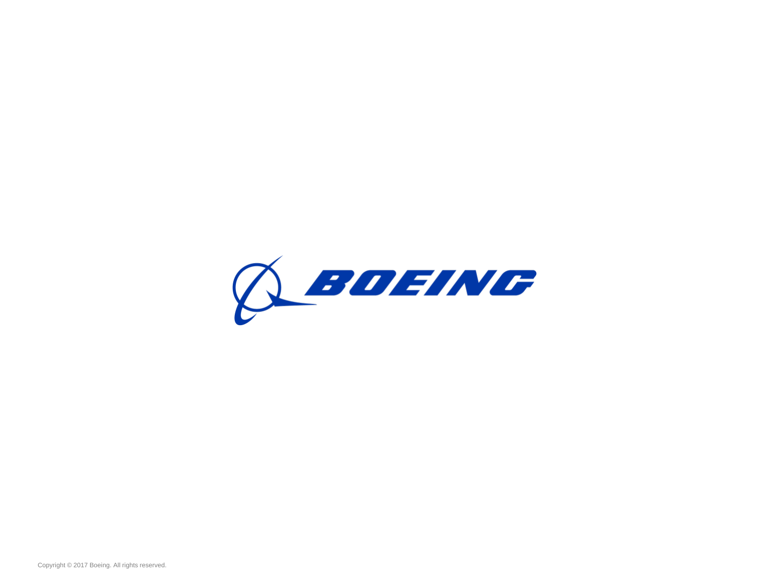BOEING

Copyright © 2017 Boeing. All rights reserved.